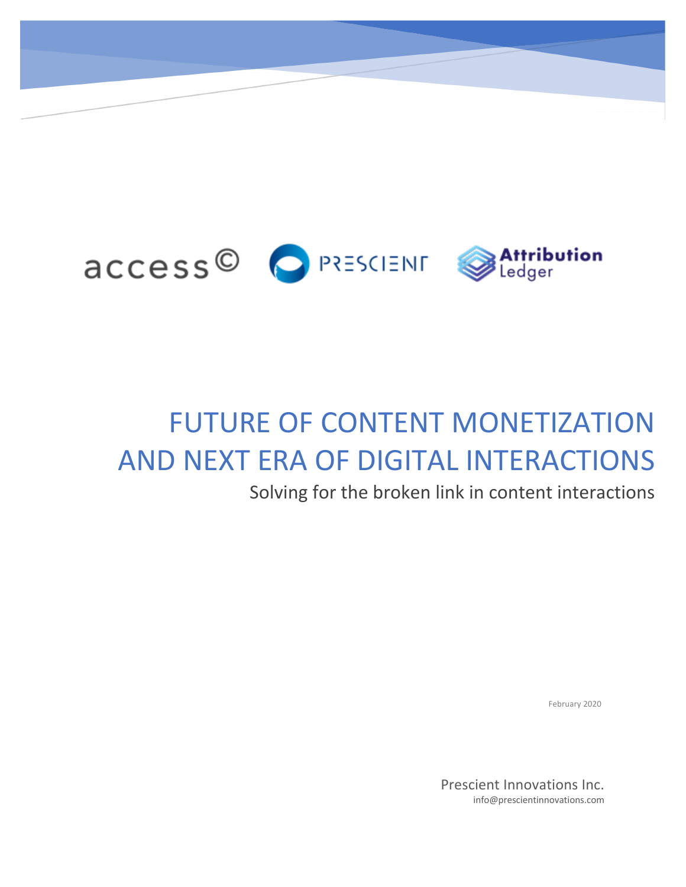access© PRESCIENT Attribution Ledger

# FUTURE OF CONTENT MONETIZATION AND NEXT ERA OF DIGITAL INTERACTIONS

Solving for the broken link in content interactions

February 2020

Prescient Innovations Inc.
info@prescientinnovations.com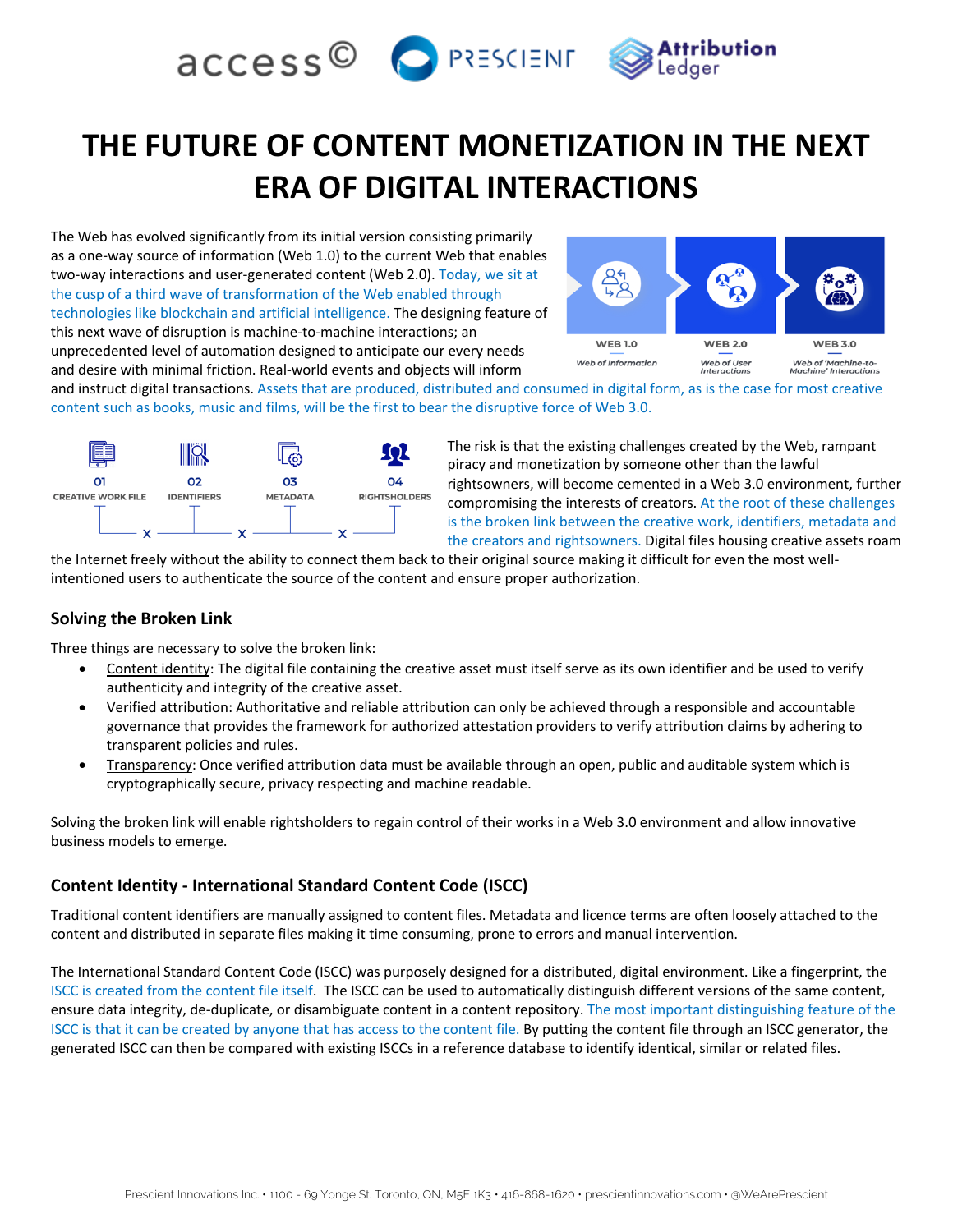# THE FUTURE OF CONTENT MONETIZATION IN THE NEXT ERA OF DIGITAL INTERACTIONS

The Web has evolved significantly from its initial version consisting primarily as a one-way source of information (Web 1.0) to the current Web that enables two-way interactions and user-generated content (Web 2.0). Today, we sit at the cusp of a third wave of transformation of the Web enabled through technologies like blockchain and artificial intelligence. The designing feature of this next wave of disruption is machine-to-machine interactions; an unprecedented level of automation designed to anticipate our every needs and desire with minimal friction. Real-world events and objects will inform and instruct digital transactions. Assets that are produced, distributed and consumed in digital form, as is the case for most creative content such as books, music and films, will be the first to bear the disruptive force of Web 3.0.

WEB 1.0 — *Web of Information*
WEB 2.0 — *Web of User Interactions*
WEB 3.0 — *Web of 'Machine-to-Machine' Interactions*

01 CREATIVE WORK FILE x 02 IDENTIFIERS x 03 METADATA x 04 RIGHTSHOLDERS

The risk is that the existing challenges created by the Web, rampant piracy and monetization by someone other than the lawful rightsowners, will become cemented in a Web 3.0 environment, further compromising the interests of creators. At the root of these challenges is the broken link between the creative work, identifiers, metadata and the creators and rightsowners. Digital files housing creative assets roam the Internet freely without the ability to connect them back to their original source making it difficult for even the most well-intentioned users to authenticate the source of the content and ensure proper authorization.

## Solving the Broken Link

Three things are necessary to solve the broken link:

- Content identity: The digital file containing the creative asset must itself serve as its own identifier and be used to verify authenticity and integrity of the creative asset.
- Verified attribution: Authoritative and reliable attribution can only be achieved through a responsible and accountable governance that provides the framework for authorized attestation providers to verify attribution claims by adhering to transparent policies and rules.
- Transparency: Once verified attribution data must be available through an open, public and auditable system which is cryptographically secure, privacy respecting and machine readable.

Solving the broken link will enable rightsholders to regain control of their works in a Web 3.0 environment and allow innovative business models to emerge.

## Content Identity - International Standard Content Code (ISCC)

Traditional content identifiers are manually assigned to content files. Metadata and licence terms are often loosely attached to the content and distributed in separate files making it time consuming, prone to errors and manual intervention.

The International Standard Content Code (ISCC) was purposely designed for a distributed, digital environment. Like a fingerprint, the ISCC is created from the content file itself. The ISCC can be used to automatically distinguish different versions of the same content, ensure data integrity, de-duplicate, or disambiguate content in a content repository. The most important distinguishing feature of the ISCC is that it can be created by anyone that has access to the content file. By putting the content file through an ISCC generator, the generated ISCC can then be compared with existing ISCCs in a reference database to identify identical, similar or related files.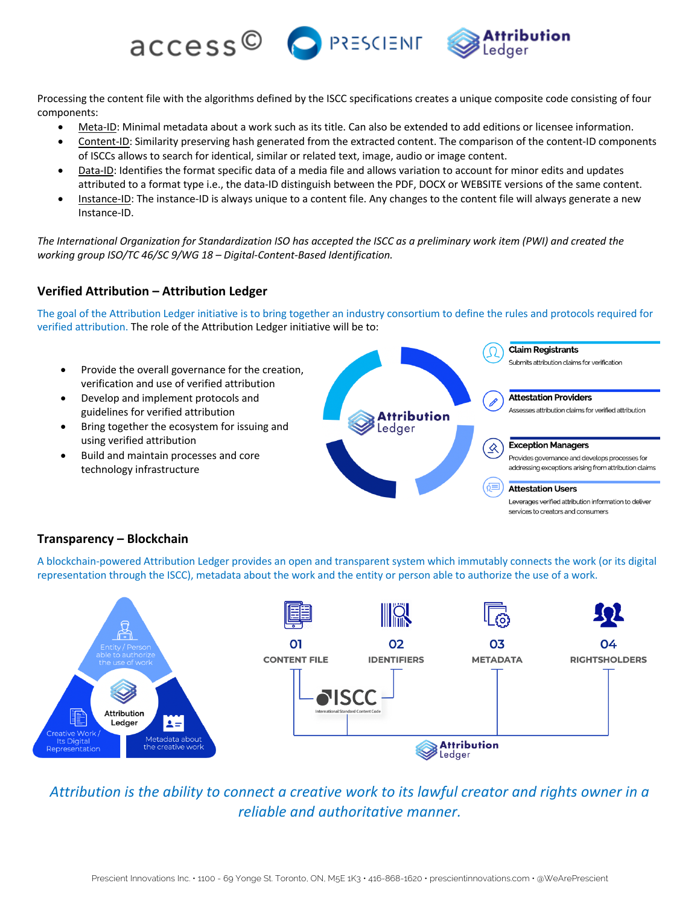Processing the content file with the algorithms defined by the ISCC specifications creates a unique composite code consisting of four components:

- Meta-ID: Minimal metadata about a work such as its title. Can also be extended to add editions or licensee information.
- Content-ID: Similarity preserving hash generated from the extracted content. The comparison of the content-ID components of ISCCs allows to search for identical, similar or related text, image, audio or image content.
- Data-ID: Identifies the format specific data of a media file and allows variation to account for minor edits and updates attributed to a format type i.e., the data-ID distinguish between the PDF, DOCX or WEBSITE versions of the same content.
- Instance-ID: The instance-ID is always unique to a content file. Any changes to the content file will always generate a new Instance-ID.

*The International Organization for Standardization ISO has accepted the ISCC as a preliminary work item (PWI) and created the working group ISO/TC 46/SC 9/WG 18 – Digital-Content-Based Identification.*

## Verified Attribution – Attribution Ledger

The goal of the Attribution Ledger initiative is to bring together an industry consortium to define the rules and protocols required for verified attribution. The role of the Attribution Ledger initiative will be to:

- Provide the overall governance for the creation, verification and use of verified attribution
- Develop and implement protocols and guidelines for verified attribution
- Bring together the ecosystem for issuing and using verified attribution
- Build and maintain processes and core technology infrastructure

Attribution Ledger

**Claim Registrants**
Submits attribution claims for verification

**Attestation Providers**
Assesses attribution claims for verified attribution

**Exception Managers**
Provides governance and develops processes for addressing exceptions arising from attribution claims

**Attestation Users**
Leverages verified attribution information to deliver services to creators and consumers

## Transparency – Blockchain

A blockchain-powered Attribution Ledger provides an open and transparent system which immutably connects the work (or its digital representation through the ISCC), metadata about the work and the entity or person able to authorize the use of a work.

Entity / Person able to authorize the use of work

Attribution Ledger

Creative Work / Its Digital Representation

Metadata about the creative work

01 CONTENT FILE

02 IDENTIFIERS

03 METADATA

04 RIGHTSHOLDERS

ISCC International Standard Content Code

Attribution Ledger

*Attribution is the ability to connect a creative work to its lawful creator and rights owner in a reliable and authoritative manner.*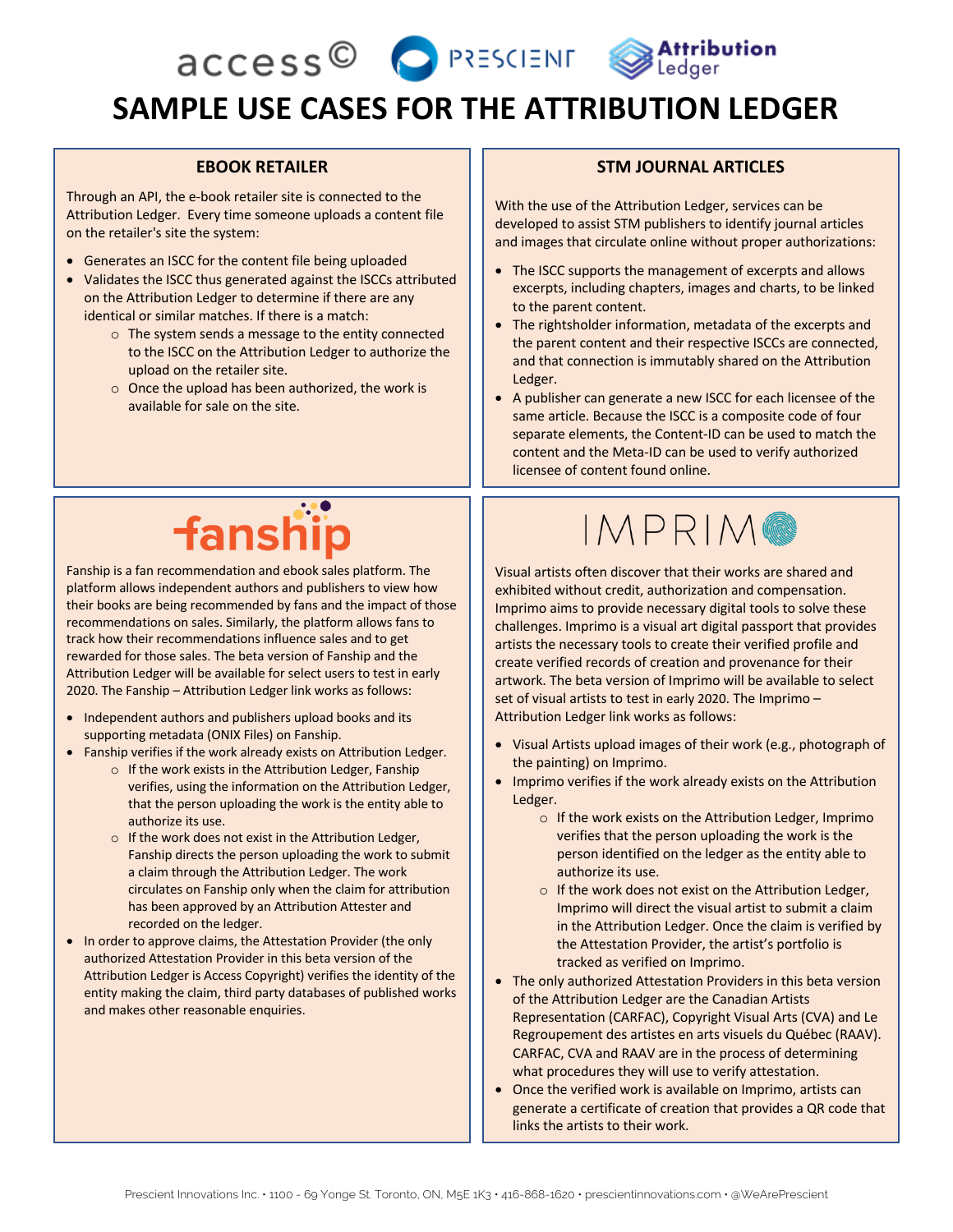access© PRESCIENT Attribution Ledger

# SAMPLE USE CASES FOR THE ATTRIBUTION LEDGER

## EBOOK RETAILER

Through an API, the e-book retailer site is connected to the Attribution Ledger. Every time someone uploads a content file on the retailer's site the system:

- Generates an ISCC for the content file being uploaded
- Validates the ISCC thus generated against the ISCCs attributed on the Attribution Ledger to determine if there are any identical or similar matches. If there is a match:
  - The system sends a message to the entity connected to the ISCC on the Attribution Ledger to authorize the upload on the retailer site.
  - Once the upload has been authorized, the work is available for sale on the site.

## STM JOURNAL ARTICLES

With the use of the Attribution Ledger, services can be developed to assist STM publishers to identify journal articles and images that circulate online without proper authorizations:

- The ISCC supports the management of excerpts and allows excerpts, including chapters, images and charts, to be linked to the parent content.
- The rightsholder information, metadata of the excerpts and the parent content and their respective ISCCs are connected, and that connection is immutably shared on the Attribution Ledger.
- A publisher can generate a new ISCC for each licensee of the same article. Because the ISCC is a composite code of four separate elements, the Content-ID can be used to match the content and the Meta-ID can be used to verify authorized licensee of content found online.

## fanship

Fanship is a fan recommendation and ebook sales platform. The platform allows independent authors and publishers to view how their books are being recommended by fans and the impact of those recommendations on sales. Similarly, the platform allows fans to track how their recommendations influence sales and to get rewarded for those sales. The beta version of Fanship and the Attribution Ledger will be available for select users to test in early 2020. The Fanship – Attribution Ledger link works as follows:

- Independent authors and publishers upload books and its supporting metadata (ONIX Files) on Fanship.
- Fanship verifies if the work already exists on Attribution Ledger.
  - If the work exists in the Attribution Ledger, Fanship verifies, using the information on the Attribution Ledger, that the person uploading the work is the entity able to authorize its use.
  - If the work does not exist in the Attribution Ledger, Fanship directs the person uploading the work to submit a claim through the Attribution Ledger. The work circulates on Fanship only when the claim for attribution has been approved by an Attribution Attester and recorded on the ledger.
- In order to approve claims, the Attestation Provider (the only authorized Attestation Provider in this beta version of the Attribution Ledger is Access Copyright) verifies the identity of the entity making the claim, third party databases of published works and makes other reasonable enquiries.

## IMPRIMO

Visual artists often discover that their works are shared and exhibited without credit, authorization and compensation. Imprimo aims to provide necessary digital tools to solve these challenges. Imprimo is a visual art digital passport that provides artists the necessary tools to create their verified profile and create verified records of creation and provenance for their artwork. The beta version of Imprimo will be available to select set of visual artists to test in early 2020. The Imprimo – Attribution Ledger link works as follows:

- Visual Artists upload images of their work (e.g., photograph of the painting) on Imprimo.
- Imprimo verifies if the work already exists on the Attribution Ledger.
  - If the work exists on the Attribution Ledger, Imprimo verifies that the person uploading the work is the person identified on the ledger as the entity able to authorize its use.
  - If the work does not exist on the Attribution Ledger, Imprimo will direct the visual artist to submit a claim in the Attribution Ledger. Once the claim is verified by the Attestation Provider, the artist's portfolio is tracked as verified on Imprimo.
- The only authorized Attestation Providers in this beta version of the Attribution Ledger are the Canadian Artists Representation (CARFAC), Copyright Visual Arts (CVA) and Le Regroupement des artistes en arts visuels du Québec (RAAV). CARFAC, CVA and RAAV are in the process of determining what procedures they will use to verify attestation.
- Once the verified work is available on Imprimo, artists can generate a certificate of creation that provides a QR code that links the artists to their work.

Prescient Innovations Inc. • 1100 - 69 Yonge St. Toronto, ON, M5E 1K3 • 416-868-1620 • prescientinnovations.com • @WeArePrescient